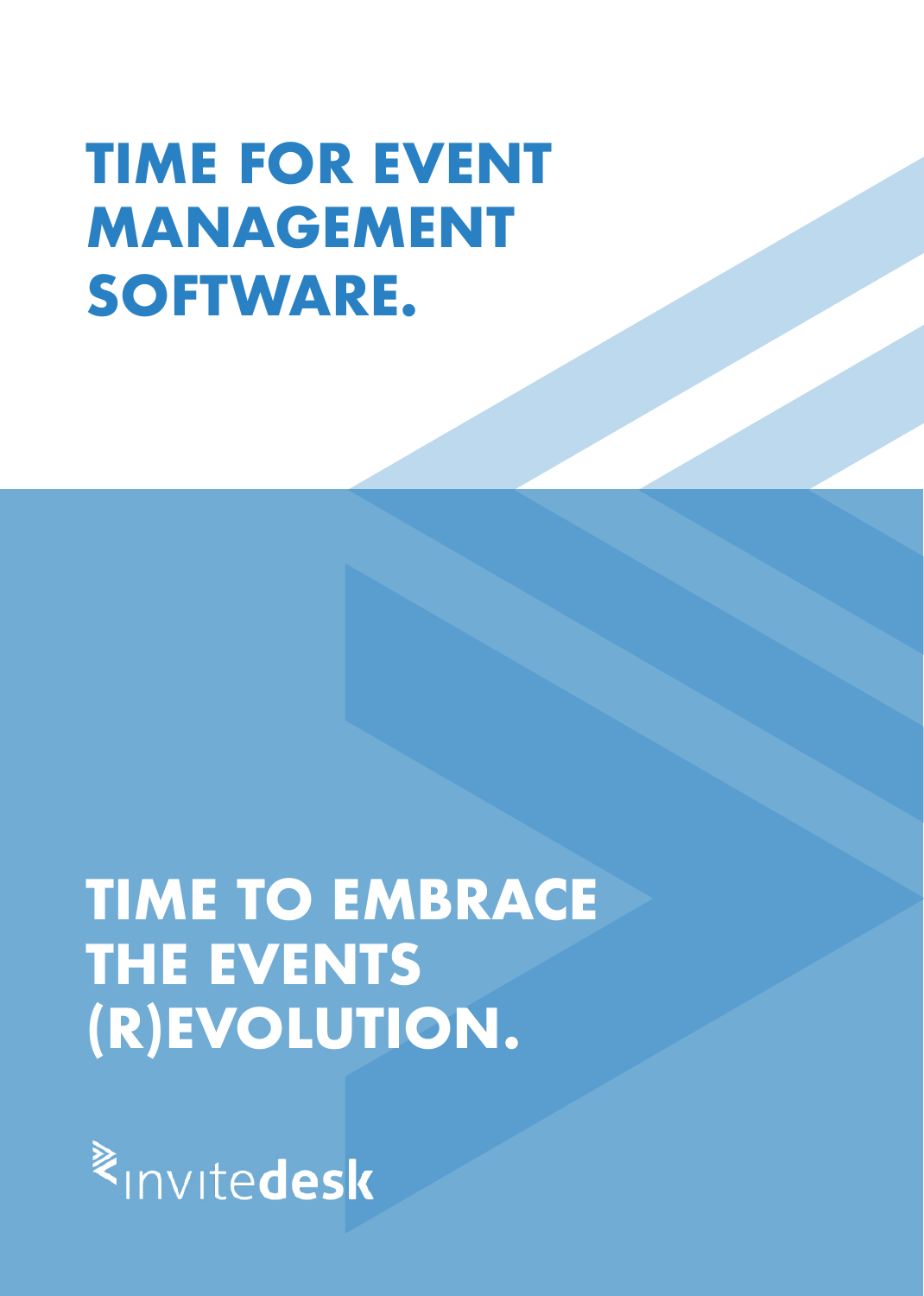# TIME FOR EVENT MANAGEMENT SOFTWARE.

# TIME TO EMBRACE THE EVENTS (R)EVOLUTION.

invitedesk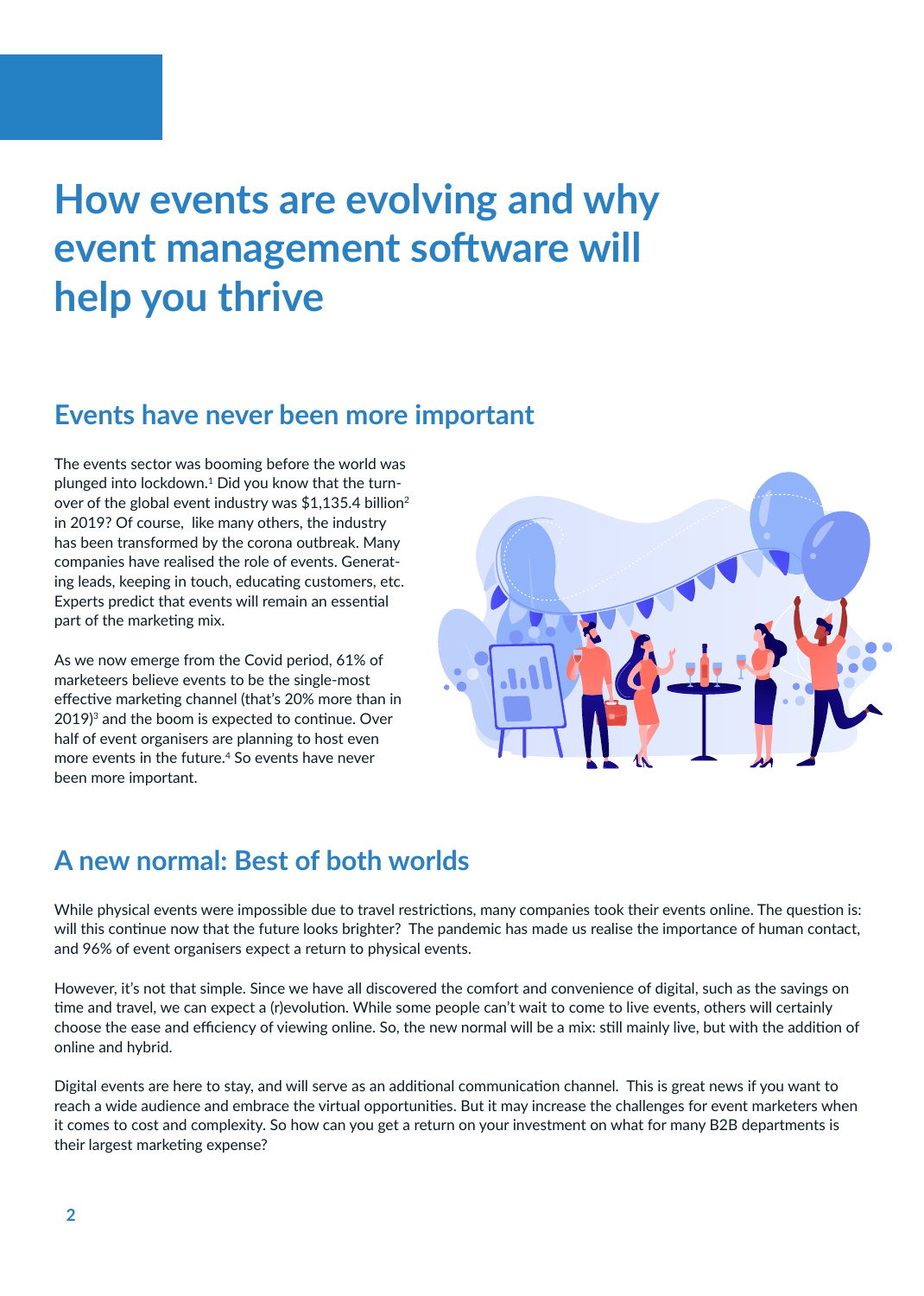# How events are evolving and why event management software will help you thrive

## Events have never been more important

The events sector was booming before the world was plunged into lockdown.[1] Did you know that the turnover of the global event industry was $1,135.4 billion[2] in 2019? Of course, like many others, the industry has been transformed by the corona outbreak. Many companies have realised the role of events. Generating leads, keeping in touch, educating customers, etc. Experts predict that events will remain an essential part of the marketing mix.

As we now emerge from the Covid period, 61% of marketeers believe events to be the single-most effective marketing channel (that's 20% more than in 2019)[3] and the boom is expected to continue. Over half of event organisers are planning to host even more events in the future.[4] So events have never been more important.

## A new normal: Best of both worlds

While physical events were impossible due to travel restrictions, many companies took their events online. The question is: will this continue now that the future looks brighter? The pandemic has made us realise the importance of human contact, and 96% of event organisers expect a return to physical events.

However, it's not that simple. Since we have all discovered the comfort and convenience of digital, such as the savings on time and travel, we can expect a (r)evolution. While some people can't wait to come to live events, others will certainly choose the ease and efficiency of viewing online. So, the new normal will be a mix: still mainly live, but with the addition of online and hybrid.

Digital events are here to stay, and will serve as an additional communication channel. This is great news if you want to reach a wide audience and embrace the virtual opportunities. But it may increase the challenges for event marketers when it comes to cost and complexity. So how can you get a return on your investment on what for many B2B departments is their largest marketing expense?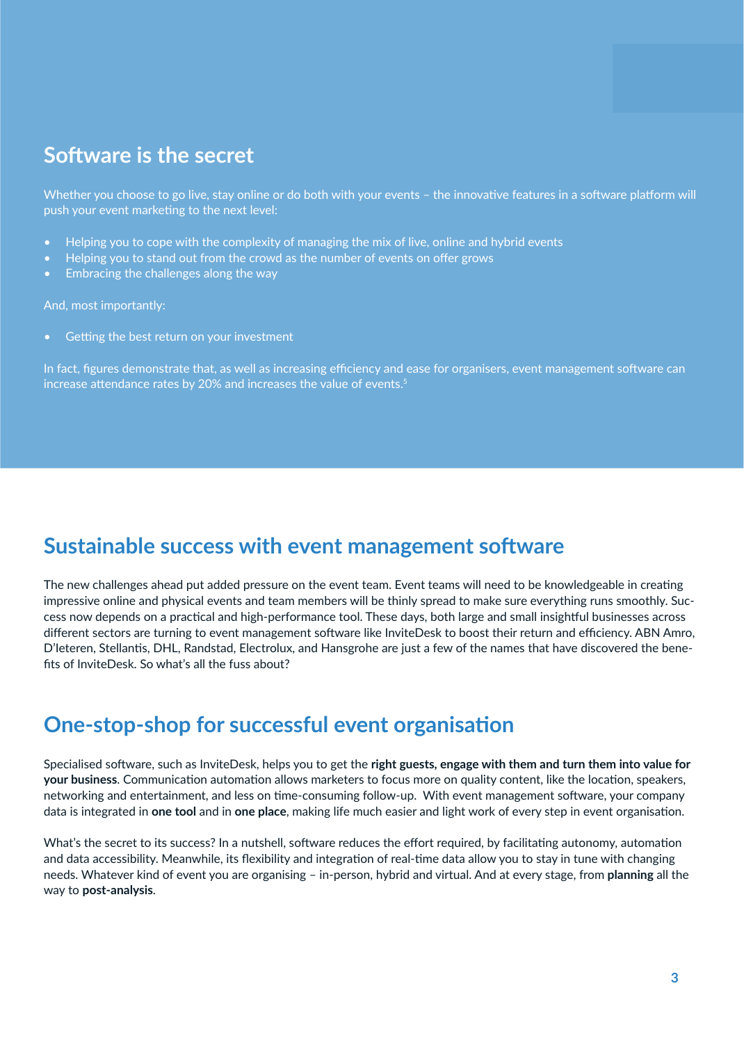## Software is the secret

Whether you choose to go live, stay online or do both with your events – the innovative features in a software platform will push your event marketing to the next level:

- Helping you to cope with the complexity of managing the mix of live, online and hybrid events
- Helping you to stand out from the crowd as the number of events on offer grows
- Embracing the challenges along the way

And, most importantly:

- Getting the best return on your investment

In fact, figures demonstrate that, as well as increasing efficiency and ease for organisers, event management software can increase attendance rates by 20% and increases the value of events.[5]

## Sustainable success with event management software

The new challenges ahead put added pressure on the event team. Event teams will need to be knowledgeable in creating impressive online and physical events and team members will be thinly spread to make sure everything runs smoothly. Success now depends on a practical and high-performance tool. These days, both large and small insightful businesses across different sectors are turning to event management software like InviteDesk to boost their return and efficiency. ABN Amro, D'Ieteren, Stellantis, DHL, Randstad, Electrolux, and Hansgrohe are just a few of the names that have discovered the benefits of InviteDesk. So what's all the fuss about?

## One-stop-shop for successful event organisation

Specialised software, such as InviteDesk, helps you to get the **right guests, engage with them and turn them into value for your business**. Communication automation allows marketers to focus more on quality content, like the location, speakers, networking and entertainment, and less on time-consuming follow-up. With event management software, your company data is integrated in **one tool** and in **one place**, making life much easier and light work of every step in event organisation.

What's the secret to its success? In a nutshell, software reduces the effort required, by facilitating autonomy, automation and data accessibility. Meanwhile, its flexibility and integration of real-time data allow you to stay in tune with changing needs. Whatever kind of event you are organising – in-person, hybrid and virtual. And at every stage, from **planning** all the way to **post-analysis**.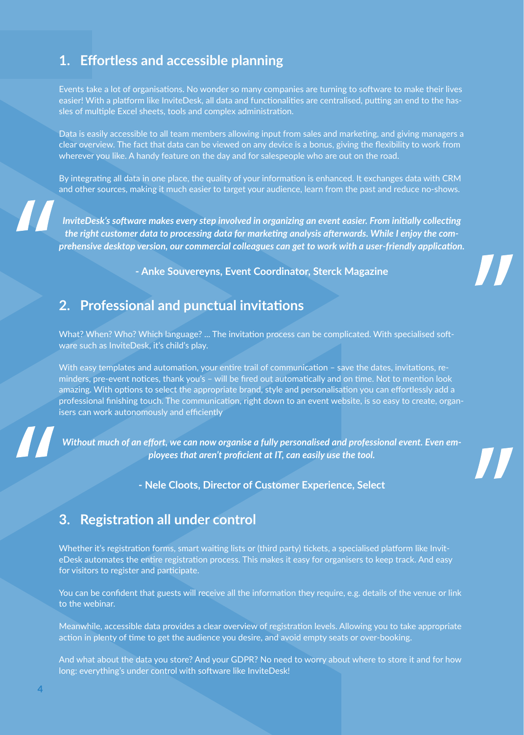## 1. Effortless and accessible planning

Events take a lot of organisations. No wonder so many companies are turning to software to make their lives easier! With a platform like InviteDesk, all data and functionalities are centralised, putting an end to the hassles of multiple Excel sheets, tools and complex administration.

Data is easily accessible to all team members allowing input from sales and marketing, and giving managers a clear overview. The fact that data can be viewed on any device is a bonus, giving the flexibility to work from wherever you like. A handy feature on the day and for salespeople who are out on the road.

By integrating all data in one place, the quality of your information is enhanced. It exchanges data with CRM and other sources, making it much easier to target your audience, learn from the past and reduce no-shows.

> ***InviteDesk's software makes every step involved in organizing an event easier. From initially collecting the right customer data to processing data for marketing analysis afterwards. While I enjoy the comprehensive desktop version, our commercial colleagues can get to work with a user-friendly application.***
>
> **- Anke Souvereyns, Event Coordinator, Sterck Magazine**

## 2. Professional and punctual invitations

What? When? Who? Which language? ... The invitation process can be complicated. With specialised software such as InviteDesk, it's child's play.

With easy templates and automation, your entire trail of communication – save the dates, invitations, reminders, pre-event notices, thank you's – will be fired out automatically and on time. Not to mention look amazing. With options to select the appropriate brand, style and personalisation you can effortlessly add a professional finishing touch. The communication, right down to an event website, is so easy to create, organisers can work autonomously and efficiently

> ***Without much of an effort, we can now organise a fully personalised and professional event. Even employees that aren't proficient at IT, can easily use the tool.***
>
> **- Nele Cloots, Director of Customer Experience, Select**

## 3. Registration all under control

Whether it's registration forms, smart waiting lists or (third party) tickets, a specialised platform like InviteDesk automates the entire registration process. This makes it easy for organisers to keep track. And easy for visitors to register and participate.

You can be confident that guests will receive all the information they require, e.g. details of the venue or link to the webinar.

Meanwhile, accessible data provides a clear overview of registration levels. Allowing you to take appropriate action in plenty of time to get the audience you desire, and avoid empty seats or over-booking.

And what about the data you store? And your GDPR? No need to worry about where to store it and for how long: everything's under control with software like InviteDesk!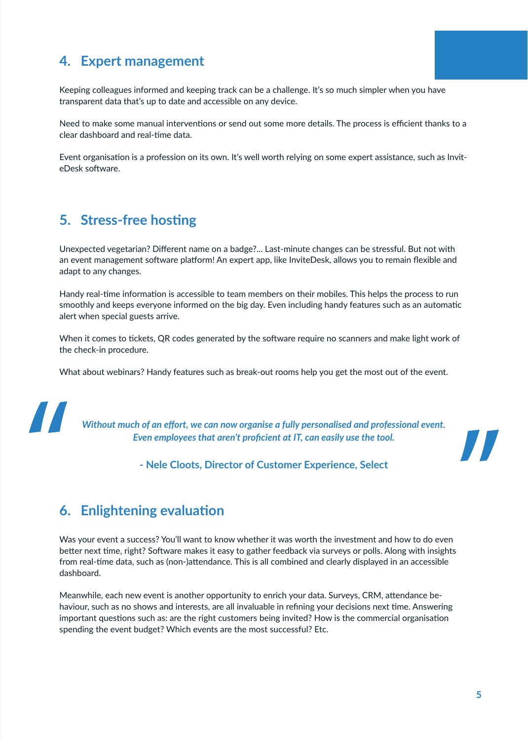## 4. Expert management

Keeping colleagues informed and keeping track can be a challenge. It's so much simpler when you have transparent data that's up to date and accessible on any device.

Need to make some manual interventions or send out some more details. The process is efficient thanks to a clear dashboard and real-time data.

Event organisation is a profession on its own. It's well worth relying on some expert assistance, such as InviteDesk software.

## 5. Stress-free hosting

Unexpected vegetarian? Different name on a badge?... Last-minute changes can be stressful. But not with an event management software platform! An expert app, like InviteDesk, allows you to remain flexible and adapt to any changes.

Handy real-time information is accessible to team members on their mobiles. This helps the process to run smoothly and keeps everyone informed on the big day. Even including handy features such as an automatic alert when special guests arrive.

When it comes to tickets, QR codes generated by the software require no scanners and make light work of the check-in procedure.

What about webinars? Handy features such as break-out rooms help you get the most out of the event.

> ***Without much of an effort, we can now organise a fully personalised and professional event. Even employees that aren't proficient at IT, can easily use the tool.***
>
> **- Nele Cloots, Director of Customer Experience, Select**

## 6. Enlightening evaluation

Was your event a success? You'll want to know whether it was worth the investment and how to do even better next time, right? Software makes it easy to gather feedback via surveys or polls. Along with insights from real-time data, such as (non-)attendance. This is all combined and clearly displayed in an accessible dashboard.

Meanwhile, each new event is another opportunity to enrich your data. Surveys, CRM, attendance behaviour, such as no shows and interests, are all invaluable in refining your decisions next time. Answering important questions such as: are the right customers being invited? How is the commercial organisation spending the event budget? Which events are the most successful? Etc.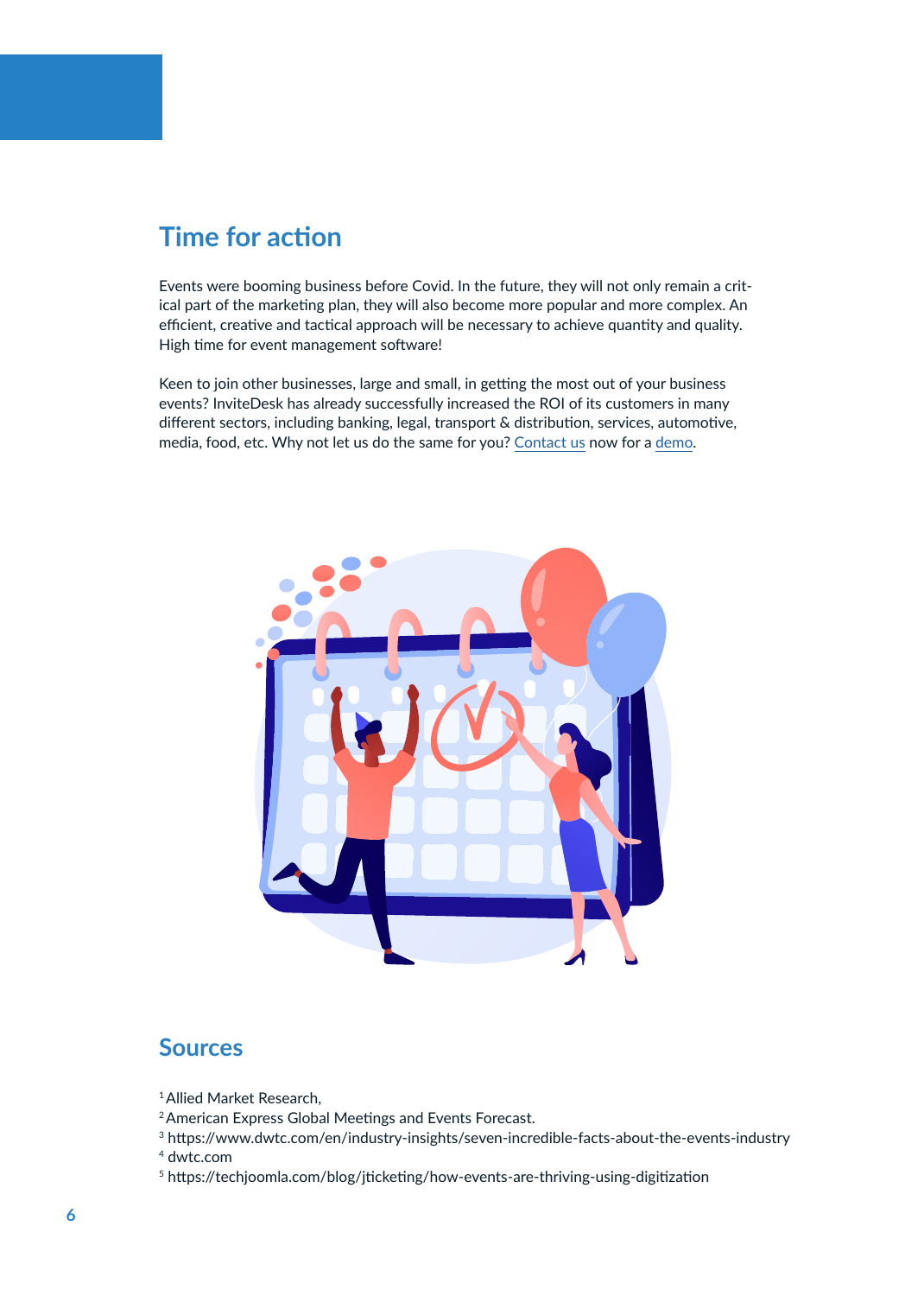## Time for action

Events were booming business before Covid. In the future, they will not only remain a critical part of the marketing plan, they will also become more popular and more complex. An efficient, creative and tactical approach will be necessary to achieve quantity and quality. High time for event management software!

Keen to join other businesses, large and small, in getting the most out of your business events? InviteDesk has already successfully increased the ROI of its customers in many different sectors, including banking, legal, transport & distribution, services, automotive, media, food, etc. Why not let us do the same for you? Contact us now for a demo.

## Sources

[1] Allied Market Research,
[2] American Express Global Meetings and Events Forecast.
[3] https://www.dwtc.com/en/industry-insights/seven-incredible-facts-about-the-events-industry
[4] dwtc.com
[5] https://techjoomla.com/blog/jticketing/how-events-are-thriving-using-digitization